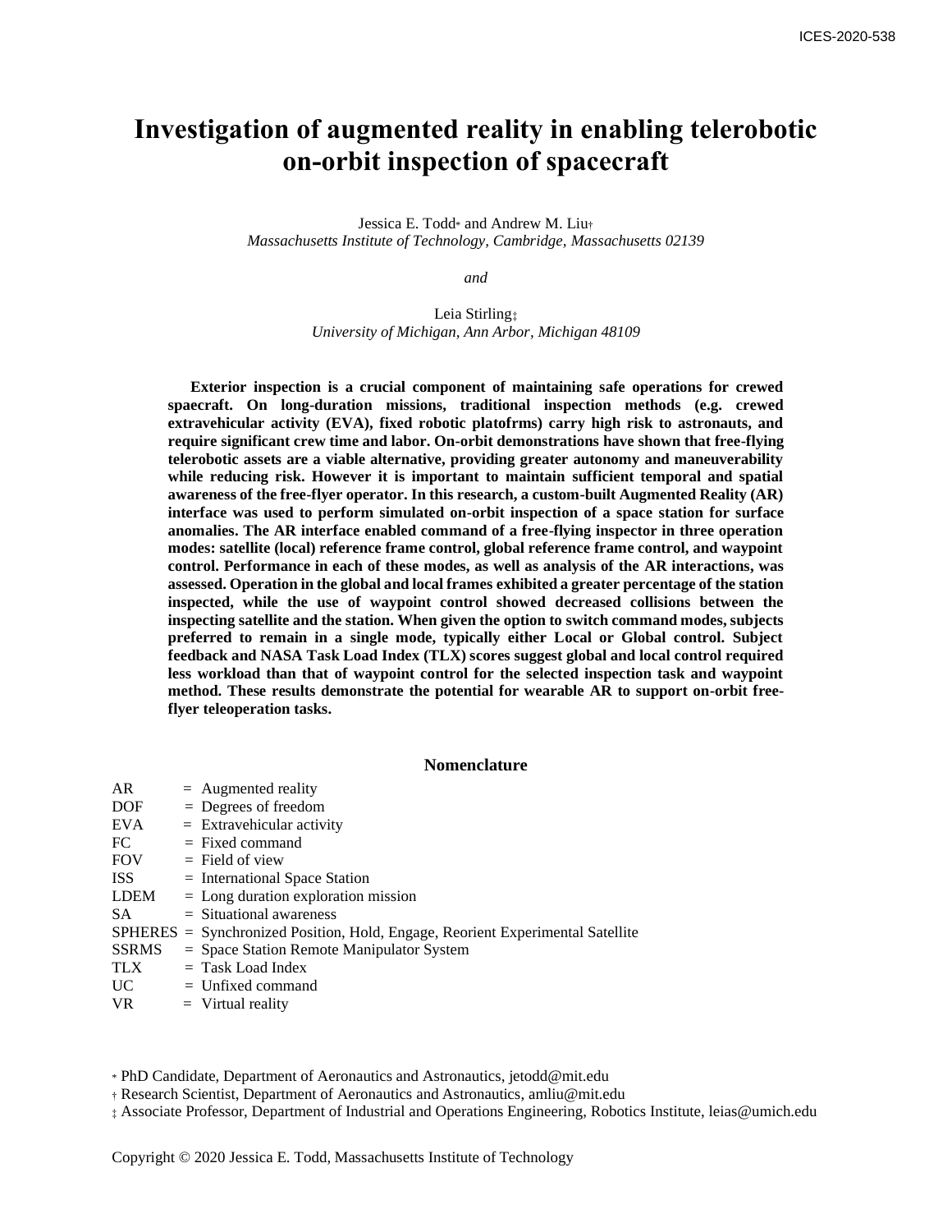# Investigation of augmented reality in enabling telerobotic on-orbit inspection of spacecraft

Jessica E. Todd[*] and Andrew M. Liu[†]
*Massachusetts Institute of Technology, Cambridge, Massachusetts 02139*

*and*

Leia Stirling[‡]
*University of Michigan, Ann Arbor, Michigan 48109*

**Exterior inspection is a crucial component of maintaining safe operations for crewed spacecraft. On long-duration missions, traditional inspection methods (e.g. crewed extravehicular activity (EVA), fixed robotic platofrms) carry high risk to astronauts, and require significant crew time and labor. On-orbit demonstrations have shown that free-flying telerobotic assets are a viable alternative, providing greater autonomy and maneuverability while reducing risk. However it is important to maintain sufficient temporal and spatial awareness of the free-flyer operator. In this research, a custom-built Augmented Reality (AR) interface was used to perform simulated on-orbit inspection of a space station for surface anomalies. The AR interface enabled command of a free-flying inspector in three operation modes: satellite (local) reference frame control, global reference frame control, and waypoint control. Performance in each of these modes, as well as analysis of the AR interactions, was assessed. Operation in the global and local frames exhibited a greater percentage of the station inspected, while the use of waypoint control showed decreased collisions between the inspecting satellite and the station. When given the option to switch command modes, subjects preferred to remain in a single mode, typically either Local or Global control. Subject feedback and NASA Task Load Index (TLX) scores suggest global and local control required less workload than that of waypoint control for the selected inspection task and waypoint method. These results demonstrate the potential for wearable AR to support on-orbit free-flyer teleoperation tasks.**

## Nomenclature

| | | |
|---|---|---|
| AR | = | Augmented reality |
| DOF | = | Degrees of freedom |
| EVA | = | Extravehicular activity |
| FC | = | Fixed command |
| FOV | = | Field of view |
| ISS | = | International Space Station |
| LDEM | = | Long duration exploration mission |
| SA | = | Situational awareness |
| SPHERES | = | Synchronized Position, Hold, Engage, Reorient Experimental Satellite |
| SSRMS | = | Space Station Remote Manipulator System |
| TLX | = | Task Load Index |
| UC | = | Unfixed command |
| VR | = | Virtual reality |

[*] PhD Candidate, Department of Aeronautics and Astronautics, jetodd@mit.edu

[†] Research Scientist, Department of Aeronautics and Astronautics, amliu@mit.edu

[‡] Associate Professor, Department of Industrial and Operations Engineering, Robotics Institute, leias@umich.edu

Copyright © 2020 Jessica E. Todd, Massachusetts Institute of Technology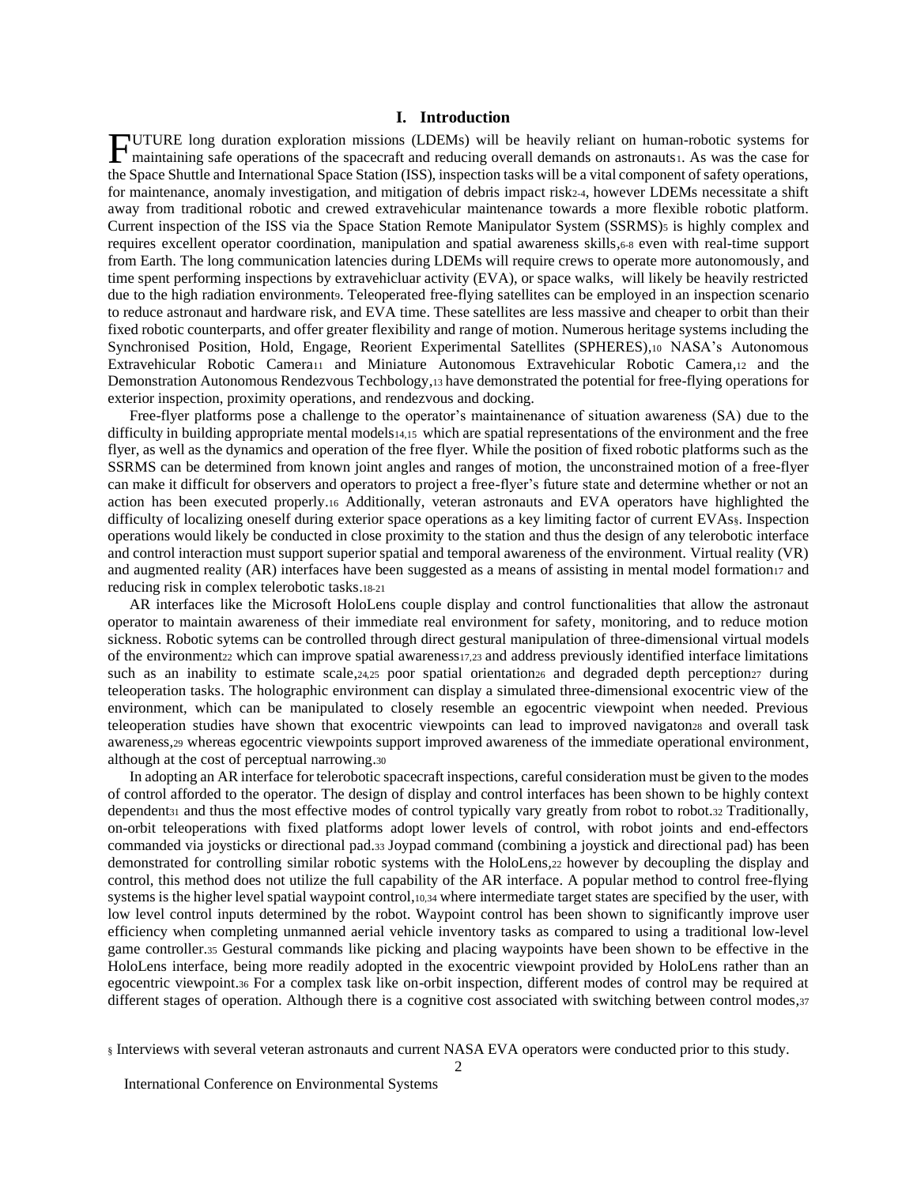## I. Introduction

FUTURE long duration exploration missions (LDEMs) will be heavily reliant on human-robotic systems for maintaining safe operations of the spacecraft and reducing overall demands on astronauts[1]. As was the case for the Space Shuttle and International Space Station (ISS), inspection tasks will be a vital component of safety operations, for maintenance, anomaly investigation, and mitigation of debris impact risk[2-4], however LDEMs necessitate a shift away from traditional robotic and crewed extravehicular maintenance towards a more flexible robotic platform. Current inspection of the ISS via the Space Station Remote Manipulator System (SSRMS)[5] is highly complex and requires excellent operator coordination, manipulation and spatial awareness skills,[6-8] even with real-time support from Earth. The long communication latencies during LDEMs will require crews to operate more autonomously, and time spent performing inspections by extravehicluar activity (EVA), or space walks, will likely be heavily restricted due to the high radiation environment[9]. Teleoperated free-flying satellites can be employed in an inspection scenario to reduce astronaut and hardware risk, and EVA time. These satellites are less massive and cheaper to orbit than their fixed robotic counterparts, and offer greater flexibility and range of motion. Numerous heritage systems including the Synchronised Position, Hold, Engage, Reorient Experimental Satellites (SPHERES),[10] NASA's Autonomous Extravehicular Robotic Camera[11] and Miniature Autonomous Extravehicular Robotic Camera,[12] and the Demonstration Autonomous Rendezvous Techbology,[13] have demonstrated the potential for free-flying operations for exterior inspection, proximity operations, and rendezvous and docking.

Free-flyer platforms pose a challenge to the operator's maintainenance of situation awareness (SA) due to the difficulty in building appropriate mental models[14,15] which are spatial representations of the environment and the free flyer, as well as the dynamics and operation of the free flyer. While the position of fixed robotic platforms such as the SSRMS can be determined from known joint angles and ranges of motion, the unconstrained motion of a free-flyer can make it difficult for observers and operators to project a free-flyer's future state and determine whether or not an action has been executed properly.[16] Additionally, veteran astronauts and EVA operators have highlighted the difficulty of localizing oneself during exterior space operations as a key limiting factor of current EVAs[§]. Inspection operations would likely be conducted in close proximity to the station and thus the design of any telerobotic interface and control interaction must support superior spatial and temporal awareness of the environment. Virtual reality (VR) and augmented reality (AR) interfaces have been suggested as a means of assisting in mental model formation[17] and reducing risk in complex telerobotic tasks.[18-21]

AR interfaces like the Microsoft HoloLens couple display and control functionalities that allow the astronaut operator to maintain awareness of their immediate real environment for safety, monitoring, and to reduce motion sickness. Robotic sytems can be controlled through direct gestural manipulation of three-dimensional virtual models of the environment[22] which can improve spatial awareness[17,23] and address previously identified interface limitations such as an inability to estimate scale,[24,25] poor spatial orientation[26] and degraded depth perception[27] during teleoperation tasks. The holographic environment can display a simulated three-dimensional exocentric view of the environment, which can be manipulated to closely resemble an egocentric viewpoint when needed. Previous teleoperation studies have shown that exocentric viewpoints can lead to improved navigaton[28] and overall task awareness,[29] whereas egocentric viewpoints support improved awareness of the immediate operational environment, although at the cost of perceptual narrowing.[30]

In adopting an AR interface for telerobotic spacecraft inspections, careful consideration must be given to the modes of control afforded to the operator. The design of display and control interfaces has been shown to be highly context dependent[31] and thus the most effective modes of control typically vary greatly from robot to robot.[32] Traditionally, on-orbit teleoperations with fixed platforms adopt lower levels of control, with robot joints and end-effectors commanded via joysticks or directional pad.[33] Joypad command (combining a joystick and directional pad) has been demonstrated for controlling similar robotic systems with the HoloLens,[22] however by decoupling the display and control, this method does not utilize the full capability of the AR interface. A popular method to control free-flying systems is the higher level spatial waypoint control,[10,34] where intermediate target states are specified by the user, with low level control inputs determined by the robot. Waypoint control has been shown to significantly improve user efficiency when completing unmanned aerial vehicle inventory tasks as compared to using a traditional low-level game controller.[35] Gestural commands like picking and placing waypoints have been shown to be effective in the HoloLens interface, being more readily adopted in the exocentric viewpoint provided by HoloLens rather than an egocentric viewpoint.[36] For a complex task like on-orbit inspection, different modes of control may be required at different stages of operation. Although there is a cognitive cost associated with switching between control modes,[37]

[§] Interviews with several veteran astronauts and current NASA EVA operators were conducted prior to this study.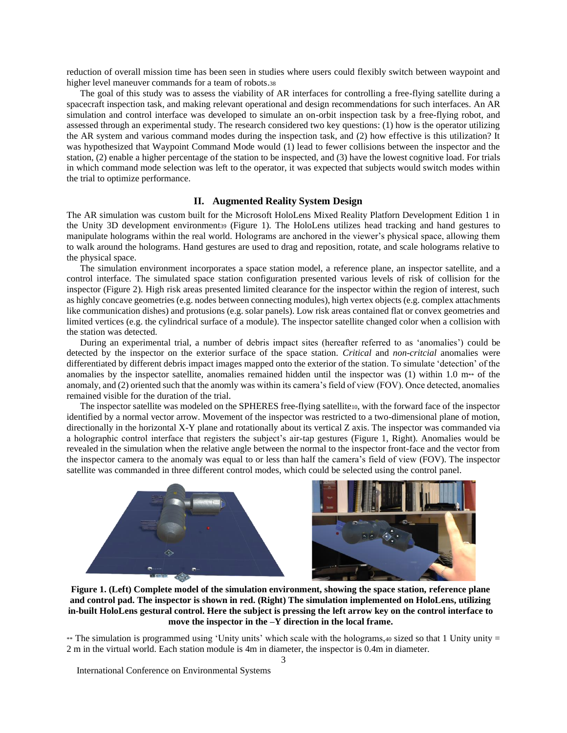reduction of overall mission time has been seen in studies where users could flexibly switch between waypoint and higher level maneuver commands for a team of robots.[38]

The goal of this study was to assess the viability of AR interfaces for controlling a free-flying satellite during a spacecraft inspection task, and making relevant operational and design recommendations for such interfaces. An AR simulation and control interface was developed to simulate an on-orbit inspection task by a free-flying robot, and assessed through an experimental study. The research considered two key questions: (1) how is the operator utilizing the AR system and various command modes during the inspection task, and (2) how effective is this utilization? It was hypothesized that Waypoint Command Mode would (1) lead to fewer collisions between the inspector and the station, (2) enable a higher percentage of the station to be inspected, and (3) have the lowest cognitive load. For trials in which command mode selection was left to the operator, it was expected that subjects would switch modes within the trial to optimize performance.

## II. Augmented Reality System Design

The AR simulation was custom built for the Microsoft HoloLens Mixed Reality Platform Development Edition 1 in the Unity 3D development environment[39] (Figure 1). The HoloLens utilizes head tracking and hand gestures to manipulate holograms within the real world. Holograms are anchored in the viewer's physical space, allowing them to walk around the holograms. Hand gestures are used to drag and reposition, rotate, and scale holograms relative to the physical space.

The simulation environment incorporates a space station model, a reference plane, an inspector satellite, and a control interface. The simulated space station configuration presented various levels of risk of collision for the inspector (Figure 2). High risk areas presented limited clearance for the inspector within the region of interest, such as highly concave geometries (e.g. nodes between connecting modules), high vertex objects (e.g. complex attachments like communication dishes) and protusions (e.g. solar panels). Low risk areas contained flat or convex geometries and limited vertices (e.g. the cylindrical surface of a module). The inspector satellite changed color when a collision with the station was detected.

During an experimental trial, a number of debris impact sites (hereafter referred to as 'anomalies') could be detected by the inspector on the exterior surface of the space station. *Critical* and *non-critcial* anomalies were differentiated by different debris impact images mapped onto the exterior of the station. To simulate 'detection' of the anomalies by the inspector satellite, anomalies remained hidden until the inspector was (1) within 1.0 m[**] of the anomaly, and (2) oriented such that the anomly was within its camera's field of view (FOV). Once detected, anomalies remained visible for the duration of the trial.

The inspector satellite was modeled on the SPHERES free-flying satellite[10], with the forward face of the inspector identified by a normal vector arrow. Movement of the inspector was restricted to a two-dimensional plane of motion, directionally in the horizontal X-Y plane and rotationally about its vertical Z axis. The inspector was commanded via a holographic control interface that registers the subject's air-tap gestures (Figure 1, Right). Anomalies would be revealed in the simulation when the relative angle between the normal to the inspector front-face and the vector from the inspector camera to the anomaly was equal to or less than half the camera's field of view (FOV). The inspector satellite was commanded in three different control modes, which could be selected using the control panel.

**Figure 1. (Left) Complete model of the simulation environment, showing the space station, reference plane and control pad. The inspector is shown in red. (Right) The simulation implemented on HoloLens, utilizing in-built HoloLens gestural control. Here the subject is pressing the left arrow key on the control interface to move the inspector in the –Y direction in the local frame.**

[**] The simulation is programmed using 'Unity units' which scale with the holograms,[40] sized so that 1 Unity unity = 2 m in the virtual world. Each station module is 4m in diameter, the inspector is 0.4m in diameter.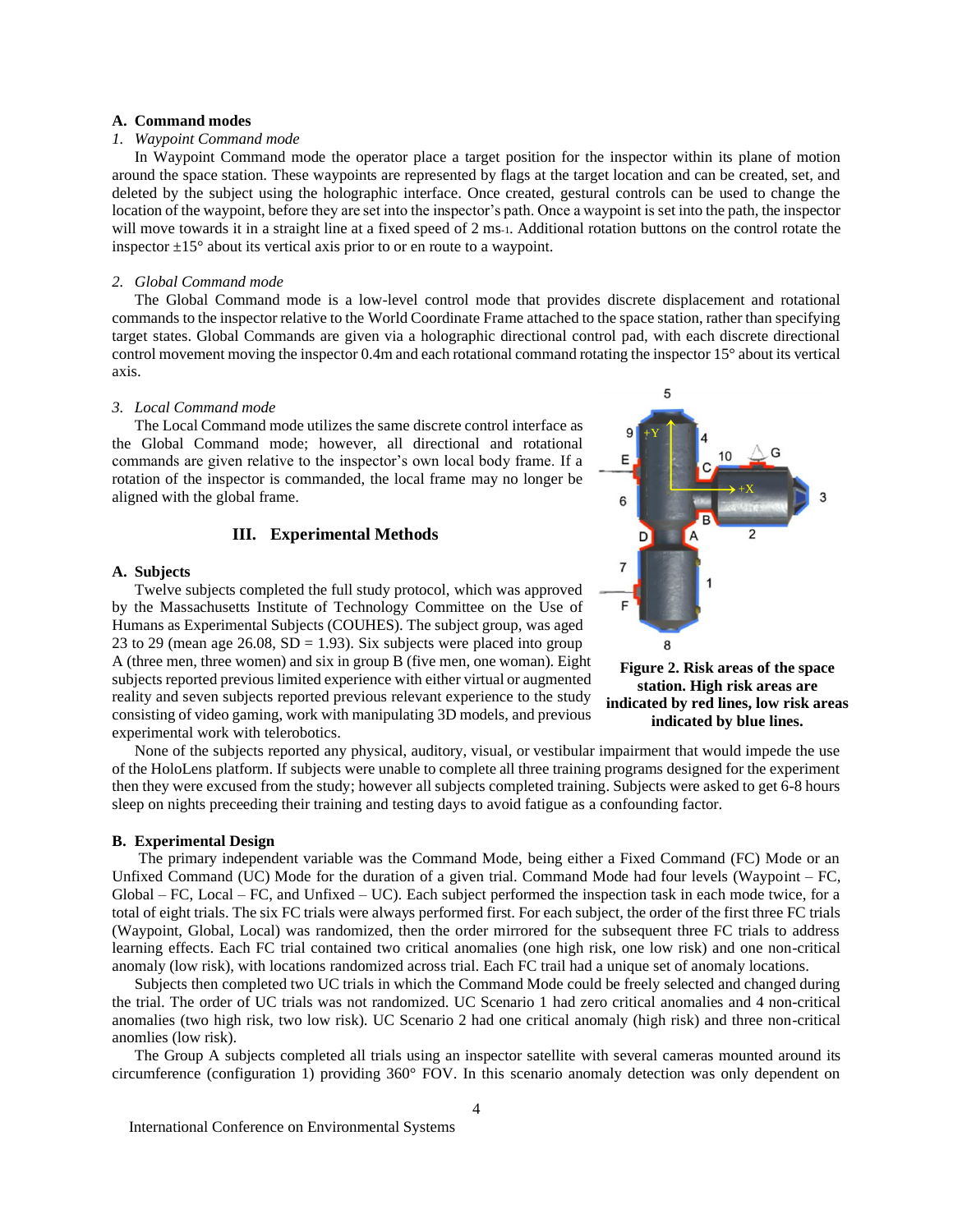### A. Command modes

*1. Waypoint Command mode*

In Waypoint Command mode the operator place a target position for the inspector within its plane of motion around the space station. These waypoints are represented by flags at the target location and can be created, set, and deleted by the subject using the holographic interface. Once created, gestural controls can be used to change the location of the waypoint, before they are set into the inspector's path. Once a waypoint is set into the path, the inspector will move towards it in a straight line at a fixed speed of 2 $ms^{-1}$. Additional rotation buttons on the control rotate the inspector ±15° about its vertical axis prior to or en route to a waypoint.

*2. Global Command mode*

The Global Command mode is a low-level control mode that provides discrete displacement and rotational commands to the inspector relative to the World Coordinate Frame attached to the space station, rather than specifying target states. Global Commands are given via a holographic directional control pad, with each discrete directional control movement moving the inspector 0.4m and each rotational command rotating the inspector 15° about its vertical axis.

*3. Local Command mode*

The Local Command mode utilizes the same discrete control interface as the Global Command mode; however, all directional and rotational commands are given relative to the inspector's own local body frame. If a rotation of the inspector is commanded, the local frame may no longer be aligned with the global frame.

**Figure 2. Risk areas of the space station. High risk areas are indicated by red lines, low risk areas indicated by blue lines.**

## III. Experimental Methods

### A. Subjects

Twelve subjects completed the full study protocol, which was approved by the Massachusetts Institute of Technology Committee on the Use of Humans as Experimental Subjects (COUHES). The subject group, was aged 23 to 29 (mean age 26.08, SD = 1.93). Six subjects were placed into group A (three men, three women) and six in group B (five men, one woman). Eight subjects reported previous limited experience with either virtual or augmented reality and seven subjects reported previous relevant experience to the study consisting of video gaming, work with manipulating 3D models, and previous experimental work with telerobotics.

None of the subjects reported any physical, auditory, visual, or vestibular impairment that would impede the use of the HoloLens platform. If subjects were unable to complete all three training programs designed for the experiment then they were excused from the study; however all subjects completed training. Subjects were asked to get 6-8 hours sleep on nights preceeding their training and testing days to avoid fatigue as a confounding factor.

### B. Experimental Design

The primary independent variable was the Command Mode, being either a Fixed Command (FC) Mode or an Unfixed Command (UC) Mode for the duration of a given trial. Command Mode had four levels (Waypoint – FC, Global – FC, Local – FC, and Unfixed – UC). Each subject performed the inspection task in each mode twice, for a total of eight trials. The six FC trials were always performed first. For each subject, the order of the first three FC trials (Waypoint, Global, Local) was randomized, then the order mirrored for the subsequent three FC trials to address learning effects. Each FC trial contained two critical anomalies (one high risk, one low risk) and one non-critical anomaly (low risk), with locations randomized across trial. Each FC trail had a unique set of anomaly locations.

Subjects then completed two UC trials in which the Command Mode could be freely selected and changed during the trial. The order of UC trials was not randomized. UC Scenario 1 had zero critical anomalies and 4 non-critical anomalies (two high risk, two low risk). UC Scenario 2 had one critical anomaly (high risk) and three non-critical anomlies (low risk).

The Group A subjects completed all trials using an inspector satellite with several cameras mounted around its circumference (configuration 1) providing 360° FOV. In this scenario anomaly detection was only dependent on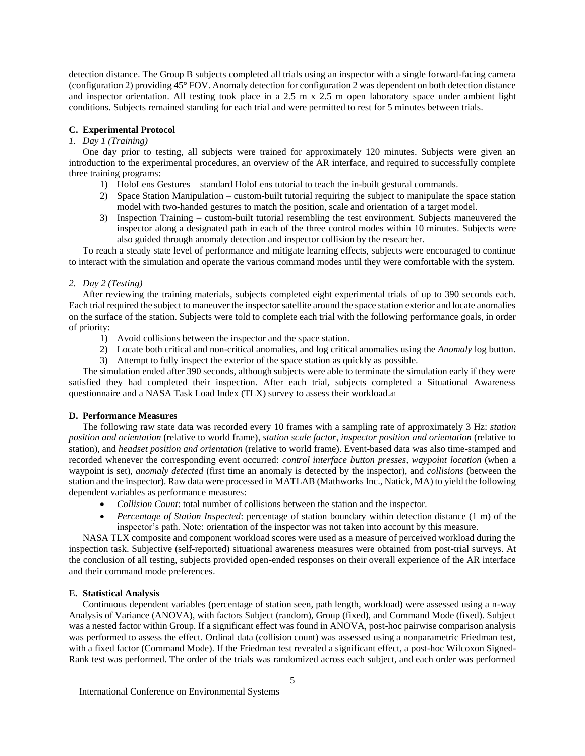detection distance. The Group B subjects completed all trials using an inspector with a single forward-facing camera (configuration 2) providing 45° FOV. Anomaly detection for configuration 2 was dependent on both detection distance and inspector orientation. All testing took place in a 2.5 m x 2.5 m open laboratory space under ambient light conditions. Subjects remained standing for each trial and were permitted to rest for 5 minutes between trials.

### C. Experimental Protocol

#### *1. Day 1 (Training)*

One day prior to testing, all subjects were trained for approximately 120 minutes. Subjects were given an introduction to the experimental procedures, an overview of the AR interface, and required to successfully complete three training programs:

1) HoloLens Gestures – standard HoloLens tutorial to teach the in-built gestural commands.
2) Space Station Manipulation – custom-built tutorial requiring the subject to manipulate the space station model with two-handed gestures to match the position, scale and orientation of a target model.
3) Inspection Training – custom-built tutorial resembling the test environment. Subjects maneuvered the inspector along a designated path in each of the three control modes within 10 minutes. Subjects were also guided through anomaly detection and inspector collision by the researcher.

To reach a steady state level of performance and mitigate learning effects, subjects were encouraged to continue to interact with the simulation and operate the various command modes until they were comfortable with the system.

#### *2. Day 2 (Testing)*

After reviewing the training materials, subjects completed eight experimental trials of up to 390 seconds each. Each trial required the subject to maneuver the inspector satellite around the space station exterior and locate anomalies on the surface of the station. Subjects were told to complete each trial with the following performance goals, in order of priority:

1) Avoid collisions between the inspector and the space station.
2) Locate both critical and non-critical anomalies, and log critical anomalies using the *Anomaly* log button.
3) Attempt to fully inspect the exterior of the space station as quickly as possible.

The simulation ended after 390 seconds, although subjects were able to terminate the simulation early if they were satisfied they had completed their inspection. After each trial, subjects completed a Situational Awareness questionnaire and a NASA Task Load Index (TLX) survey to assess their workload.[41]

### D. Performance Measures

The following raw state data was recorded every 10 frames with a sampling rate of approximately 3 Hz: *station position and orientation* (relative to world frame), *station scale factor, inspector position and orientation* (relative to station), and *headset position and orientation* (relative to world frame). Event-based data was also time-stamped and recorded whenever the corresponding event occurred: *control interface button presses*, *waypoint location* (when a waypoint is set), *anomaly detected* (first time an anomaly is detected by the inspector), and *collisions* (between the station and the inspector). Raw data were processed in MATLAB (Mathworks Inc., Natick, MA) to yield the following dependent variables as performance measures:

- *Collision Count*: total number of collisions between the station and the inspector.
- *Percentage of Station Inspected*: percentage of station boundary within detection distance (1 m) of the inspector's path. Note: orientation of the inspector was not taken into account by this measure.

NASA TLX composite and component workload scores were used as a measure of perceived workload during the inspection task. Subjective (self-reported) situational awareness measures were obtained from post-trial surveys. At the conclusion of all testing, subjects provided open-ended responses on their overall experience of the AR interface and their command mode preferences.

### E. Statistical Analysis

Continuous dependent variables (percentage of station seen, path length, workload) were assessed using a n-way Analysis of Variance (ANOVA), with factors Subject (random), Group (fixed), and Command Mode (fixed). Subject was a nested factor within Group. If a significant effect was found in ANOVA, post-hoc pairwise comparison analysis was performed to assess the effect. Ordinal data (collision count) was assessed using a nonparametric Friedman test, with a fixed factor (Command Mode). If the Friedman test revealed a significant effect, a post-hoc Wilcoxon Signed-Rank test was performed. The order of the trials was randomized across each subject, and each order was performed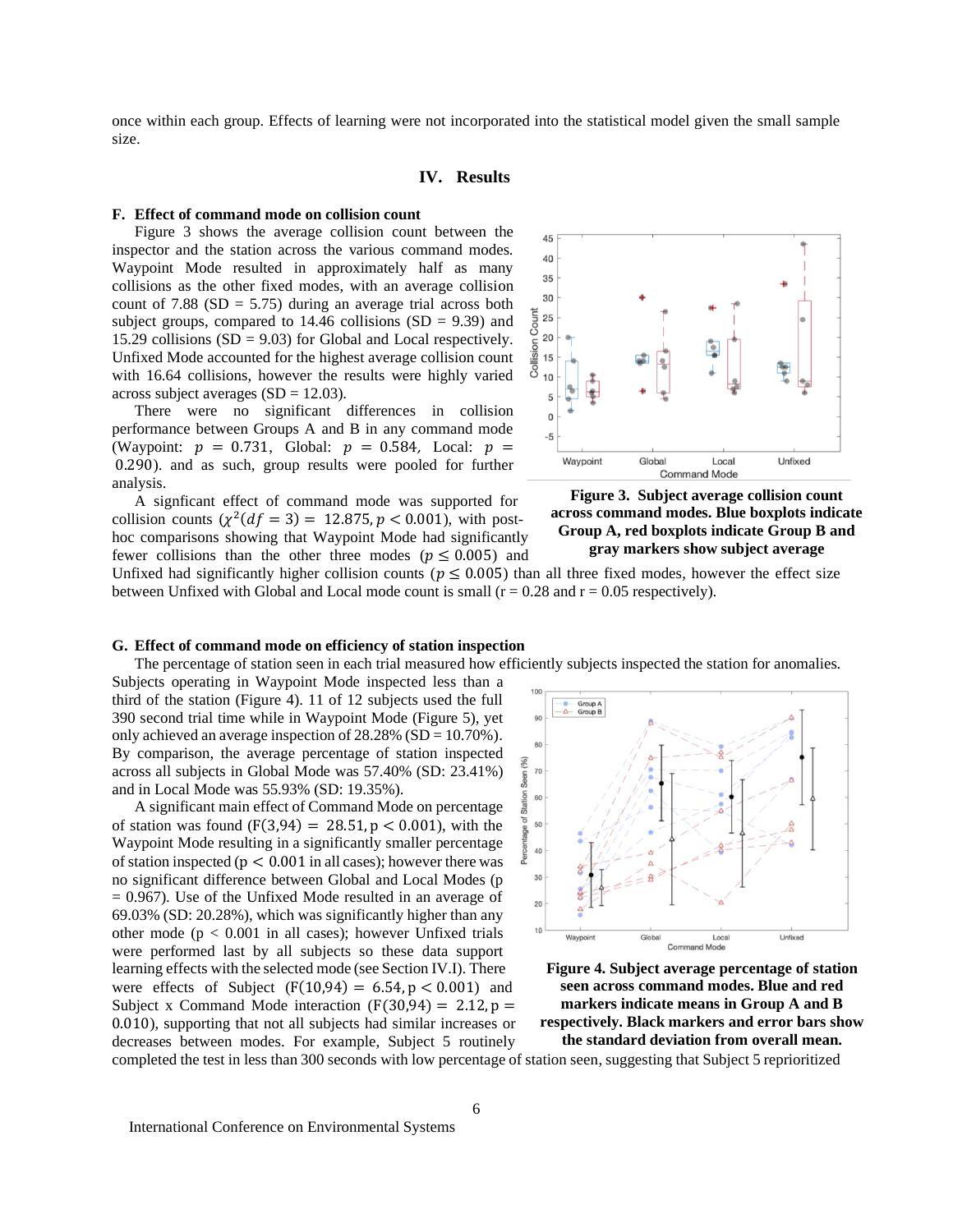once within each group. Effects of learning were not incorporated into the statistical model given the small sample size.

## IV. Results

### F. Effect of command mode on collision count

Figure 3 shows the average collision count between the inspector and the station across the various command modes. Waypoint Mode resulted in approximately half as many collisions as the other fixed modes, with an average collision count of 7.88 (SD = 5.75) during an average trial across both subject groups, compared to 14.46 collisions (SD = 9.39) and 15.29 collisions (SD = 9.03) for Global and Local respectively. Unfixed Mode accounted for the highest average collision count with 16.64 collisions, however the results were highly varied across subject averages (SD = 12.03).

There were no significant differences in collision performance between Groups A and B in any command mode (Waypoint: $p = 0.731$, Global: $p = 0.584$, Local: $p = 0.290$). and as such, group results were pooled for further analysis.

A signficant effect of command mode was supported for collision counts ($\chi^2(df = 3) = 12.875, p < 0.001$), with post-hoc comparisons showing that Waypoint Mode had significantly fewer collisions than the other three modes ($p \leq 0.005$) and Unfixed had significantly higher collision counts ($p \leq 0.005$) than all three fixed modes, however the effect size between Unfixed with Global and Local mode count is small (r = 0.28 and r = 0.05 respectively).

**Figure 3. Subject average collision count across command modes. Blue boxplots indicate Group A, red boxplots indicate Group B and gray markers show subject average**

### G. Effect of command mode on efficiency of station inspection

The percentage of station seen in each trial measured how efficiently subjects inspected the station for anomalies. Subjects operating in Waypoint Mode inspected less than a third of the station (Figure 4). 11 of 12 subjects used the full 390 second trial time while in Waypoint Mode (Figure 5), yet only achieved an average inspection of 28.28% (SD = 10.70%). By comparison, the average percentage of station inspected across all subjects in Global Mode was 57.40% (SD: 23.41%) and in Local Mode was 55.93% (SD: 19.35%).

A significant main effect of Command Mode on percentage of station was found ($F(3,94) = 28.51, p < 0.001$), with the Waypoint Mode resulting in a significantly smaller percentage of station inspected ($p < 0.001$ in all cases); however there was no significant difference between Global and Local Modes (p = 0.967). Use of the Unfixed Mode resulted in an average of 69.03% (SD: 20.28%), which was significantly higher than any other mode (p < 0.001 in all cases); however Unfixed trials were performed last by all subjects so these data support learning effects with the selected mode (see Section IV.I). There were effects of Subject ($F(10,94) = 6.54, p < 0.001$) and Subject x Command Mode interaction ($F(30,94) = 2.12, p = 0.010$), supporting that not all subjects had similar increases or decreases between modes. For example, Subject 5 routinely completed the test in less than 300 seconds with low percentage of station seen, suggesting that Subject 5 reprioritized

**Figure 4. Subject average percentage of station seen across command modes. Blue and red markers indicate means in Group A and B respectively. Black markers and error bars show the standard deviation from overall mean.**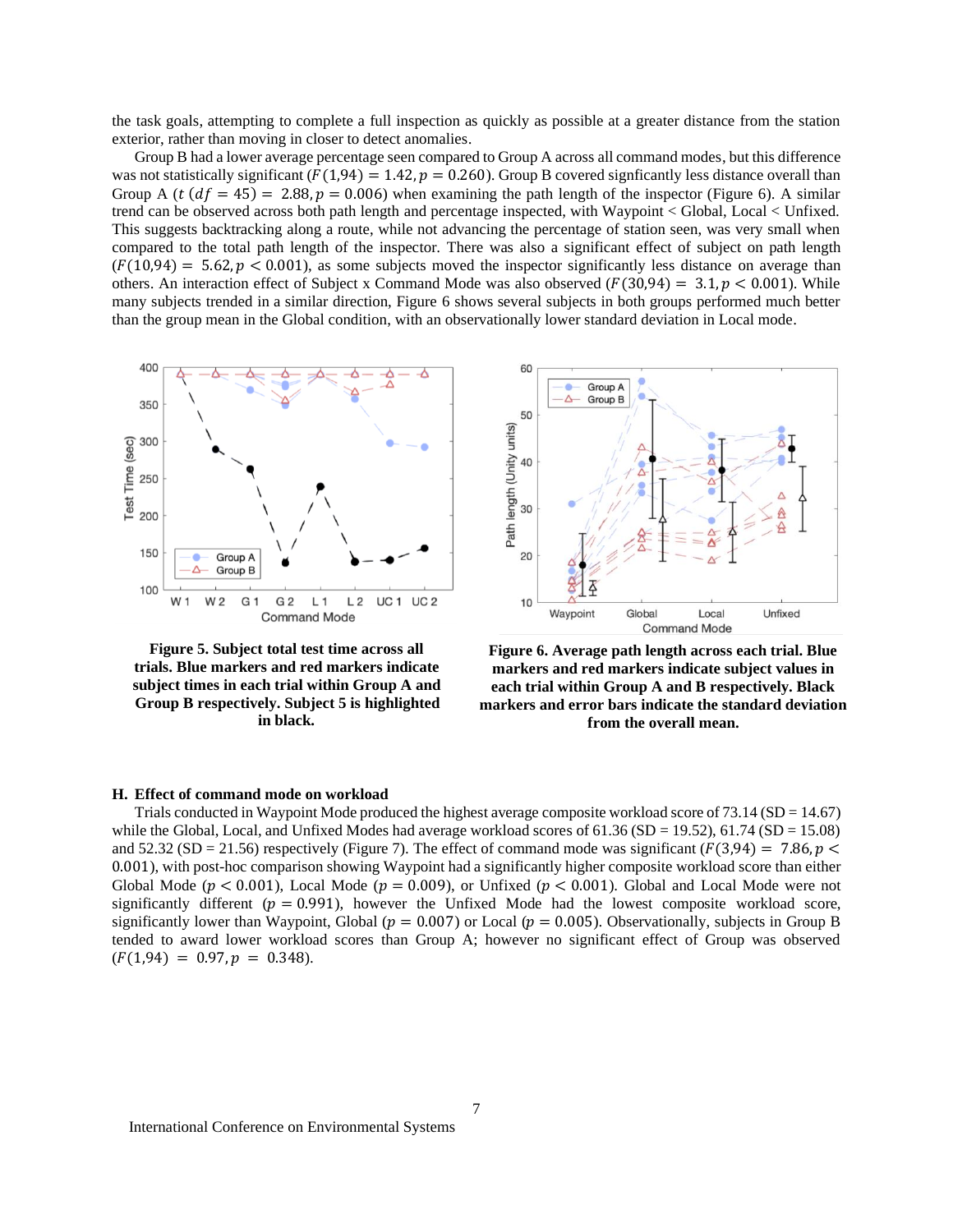the task goals, attempting to complete a full inspection as quickly as possible at a greater distance from the station exterior, rather than moving in closer to detect anomalies.

Group B had a lower average percentage seen compared to Group A across all command modes, but this difference was not statistically significant ($F(1,94) = 1.42, p = 0.260$). Group B covered signficantly less distance overall than Group A ($t\ (df = 45) = 2.88, p = 0.006$) when examining the path length of the inspector (Figure 6). A similar trend can be observed across both path length and percentage inspected, with Waypoint < Global, Local < Unfixed. This suggests backtracking along a route, while not advancing the percentage of station seen, was very small when compared to the total path length of the inspector. There was also a significant effect of subject on path length ($F(10,94) = 5.62, p < 0.001$), as some subjects moved the inspector significantly less distance on average than others. An interaction effect of Subject x Command Mode was also observed ($F(30,94) = 3.1, p < 0.001$). While many subjects trended in a similar direction, Figure 6 shows several subjects in both groups performed much better than the group mean in the Global condition, with an observationally lower standard deviation in Local mode.

**Figure 5. Subject total test time across all trials. Blue markers and red markers indicate subject times in each trial within Group A and Group B respectively. Subject 5 is highlighted in black.**

**Figure 6. Average path length across each trial. Blue markers and red markers indicate subject values in each trial within Group A and B respectively. Black markers and error bars indicate the standard deviation from the overall mean.**

## H. Effect of command mode on workload

Trials conducted in Waypoint Mode produced the highest average composite workload score of 73.14 (SD = 14.67) while the Global, Local, and Unfixed Modes had average workload scores of 61.36 (SD = 19.52), 61.74 (SD = 15.08) and 52.32 (SD = 21.56) respectively (Figure 7). The effect of command mode was significant ($F(3,94) = 7.86, p < 0.001$), with post-hoc comparison showing Waypoint had a significantly higher composite workload score than either Global Mode ($p < 0.001$), Local Mode ($p = 0.009$), or Unfixed ($p < 0.001$). Global and Local Mode were not significantly different ($p = 0.991$), however the Unfixed Mode had the lowest composite workload score, significantly lower than Waypoint, Global ($p = 0.007$) or Local ($p = 0.005$). Observationally, subjects in Group B tended to award lower workload scores than Group A; however no significant effect of Group was observed ($F(1,94) = 0.97, p = 0.348$).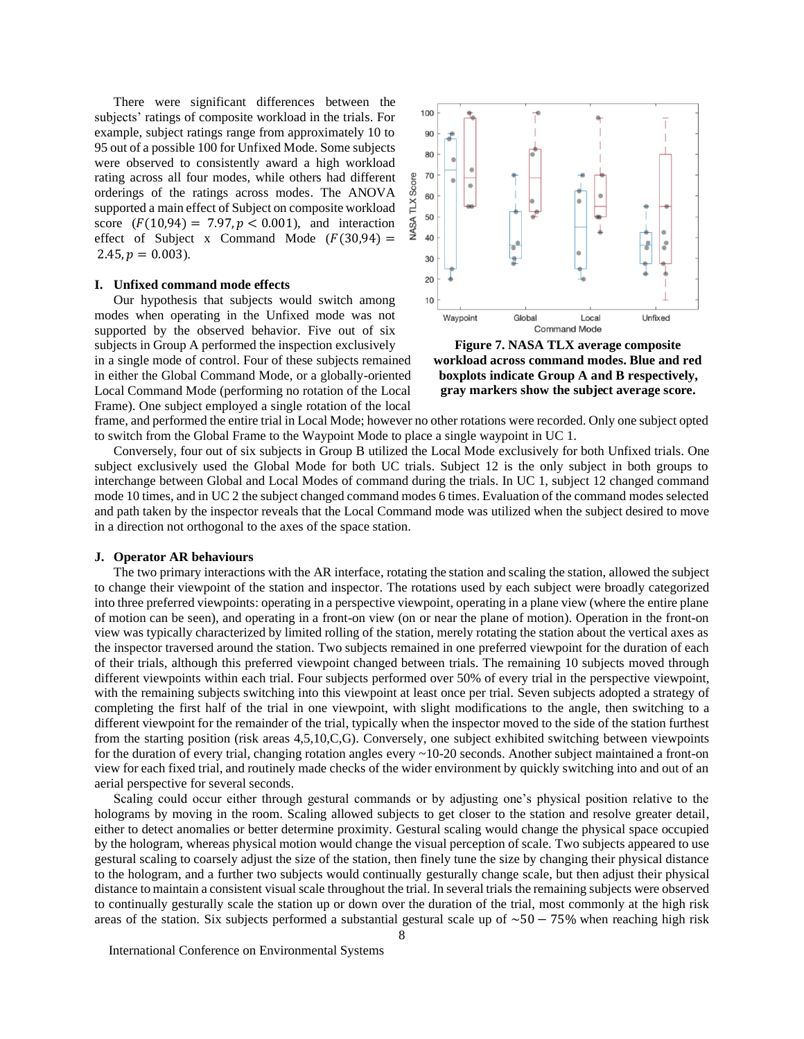There were significant differences between the subjects' ratings of composite workload in the trials. For example, subject ratings range from approximately 10 to 95 out of a possible 100 for Unfixed Mode. Some subjects were observed to consistently award a high workload rating across all four modes, while others had different orderings of the ratings across modes. The ANOVA supported a main effect of Subject on composite workload score ($F(10,94) = 7.97, p < 0.001$), and interaction effect of Subject x Command Mode ($F(30,94) = 2.45, p = 0.003$).

**Figure 7. NASA TLX average composite workload across command modes. Blue and red boxplots indicate Group A and B respectively, gray markers show the subject average score.**

### I. Unfixed command mode effects

Our hypothesis that subjects would switch among modes when operating in the Unfixed mode was not supported by the observed behavior. Five out of six subjects in Group A performed the inspection exclusively in a single mode of control. Four of these subjects remained in either the Global Command Mode, or a globally-oriented Local Command Mode (performing no rotation of the Local Frame). One subject employed a single rotation of the local frame, and performed the entire trial in Local Mode; however no other rotations were recorded. Only one subject opted to switch from the Global Frame to the Waypoint Mode to place a single waypoint in UC 1.

Conversely, four out of six subjects in Group B utilized the Local Mode exclusively for both Unfixed trials. One subject exclusively used the Global Mode for both UC trials. Subject 12 is the only subject in both groups to interchange between Global and Local Modes of command during the trials. In UC 1, subject 12 changed command mode 10 times, and in UC 2 the subject changed command modes 6 times. Evaluation of the command modes selected and path taken by the inspector reveals that the Local Command mode was utilized when the subject desired to move in a direction not orthogonal to the axes of the space station.

### J. Operator AR behaviours

The two primary interactions with the AR interface, rotating the station and scaling the station, allowed the subject to change their viewpoint of the station and inspector. The rotations used by each subject were broadly categorized into three preferred viewpoints: operating in a perspective viewpoint, operating in a plane view (where the entire plane of motion can be seen), and operating in a front-on view (on or near the plane of motion). Operation in the front-on view was typically characterized by limited rolling of the station, merely rotating the station about the vertical axes as the inspector traversed around the station. Two subjects remained in one preferred viewpoint for the duration of each of their trials, although this preferred viewpoint changed between trials. The remaining 10 subjects moved through different viewpoints within each trial. Four subjects performed over 50% of every trial in the perspective viewpoint, with the remaining subjects switching into this viewpoint at least once per trial. Seven subjects adopted a strategy of completing the first half of the trial in one viewpoint, with slight modifications to the angle, then switching to a different viewpoint for the remainder of the trial, typically when the inspector moved to the side of the station furthest from the starting position (risk areas 4,5,10,C,G). Conversely, one subject exhibited switching between viewpoints for the duration of every trial, changing rotation angles every ~10-20 seconds. Another subject maintained a front-on view for each fixed trial, and routinely made checks of the wider environment by quickly switching into and out of an aerial perspective for several seconds.

Scaling could occur either through gestural commands or by adjusting one's physical position relative to the holograms by moving in the room. Scaling allowed subjects to get closer to the station and resolve greater detail, either to detect anomalies or better determine proximity. Gestural scaling would change the physical space occupied by the hologram, whereas physical motion would change the visual perception of scale. Two subjects appeared to use gestural scaling to coarsely adjust the size of the station, then finely tune the size by changing their physical distance to the hologram, and a further two subjects would continually gesturally change scale, but then adjust their physical distance to maintain a consistent visual scale throughout the trial. In several trials the remaining subjects were observed to continually gesturally scale the station up or down over the duration of the trial, most commonly at the high risk areas of the station. Six subjects performed a substantial gestural scale up of $\sim 50 - 75\%$ when reaching high risk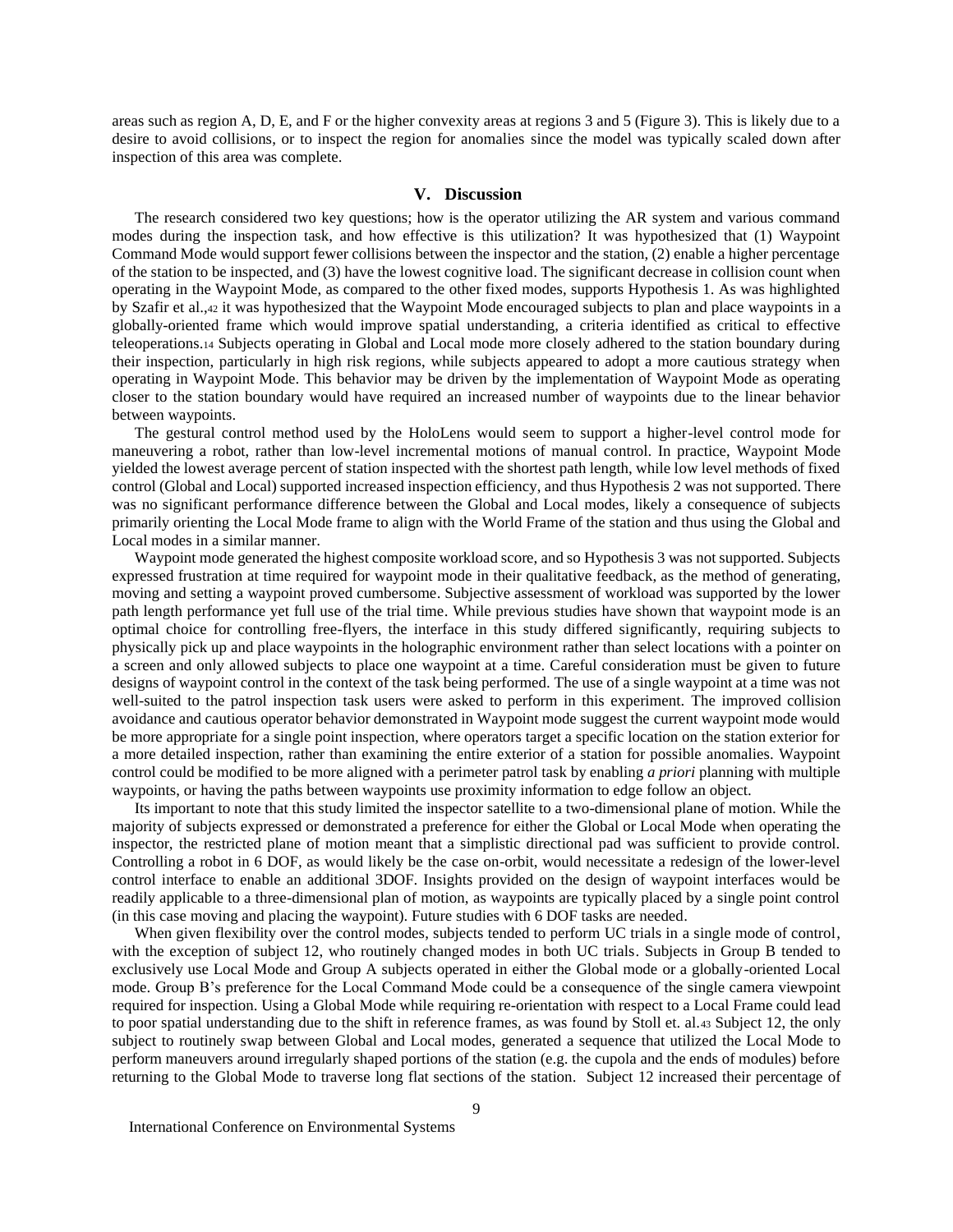areas such as region A, D, E, and F or the higher convexity areas at regions 3 and 5 (Figure 3). This is likely due to a desire to avoid collisions, or to inspect the region for anomalies since the model was typically scaled down after inspection of this area was complete.

## V. Discussion

The research considered two key questions; how is the operator utilizing the AR system and various command modes during the inspection task, and how effective is this utilization? It was hypothesized that (1) Waypoint Command Mode would support fewer collisions between the inspector and the station, (2) enable a higher percentage of the station to be inspected, and (3) have the lowest cognitive load. The significant decrease in collision count when operating in the Waypoint Mode, as compared to the other fixed modes, supports Hypothesis 1. As was highlighted by Szafir et al.,[42] it was hypothesized that the Waypoint Mode encouraged subjects to plan and place waypoints in a globally-oriented frame which would improve spatial understanding, a criteria identified as critical to effective teleoperations.[14] Subjects operating in Global and Local mode more closely adhered to the station boundary during their inspection, particularly in high risk regions, while subjects appeared to adopt a more cautious strategy when operating in Waypoint Mode. This behavior may be driven by the implementation of Waypoint Mode as operating closer to the station boundary would have required an increased number of waypoints due to the linear behavior between waypoints.

The gestural control method used by the HoloLens would seem to support a higher-level control mode for maneuvering a robot, rather than low-level incremental motions of manual control. In practice, Waypoint Mode yielded the lowest average percent of station inspected with the shortest path length, while low level methods of fixed control (Global and Local) supported increased inspection efficiency, and thus Hypothesis 2 was not supported. There was no significant performance difference between the Global and Local modes, likely a consequence of subjects primarily orienting the Local Mode frame to align with the World Frame of the station and thus using the Global and Local modes in a similar manner.

Waypoint mode generated the highest composite workload score, and so Hypothesis 3 was not supported. Subjects expressed frustration at time required for waypoint mode in their qualitative feedback, as the method of generating, moving and setting a waypoint proved cumbersome. Subjective assessment of workload was supported by the lower path length performance yet full use of the trial time. While previous studies have shown that waypoint mode is an optimal choice for controlling free-flyers, the interface in this study differed significantly, requiring subjects to physically pick up and place waypoints in the holographic environment rather than select locations with a pointer on a screen and only allowed subjects to place one waypoint at a time. Careful consideration must be given to future designs of waypoint control in the context of the task being performed. The use of a single waypoint at a time was not well-suited to the patrol inspection task users were asked to perform in this experiment. The improved collision avoidance and cautious operator behavior demonstrated in Waypoint mode suggest the current waypoint mode would be more appropriate for a single point inspection, where operators target a specific location on the station exterior for a more detailed inspection, rather than examining the entire exterior of a station for possible anomalies. Waypoint control could be modified to be more aligned with a perimeter patrol task by enabling *a priori* planning with multiple waypoints, or having the paths between waypoints use proximity information to edge follow an object.

Its important to note that this study limited the inspector satellite to a two-dimensional plane of motion. While the majority of subjects expressed or demonstrated a preference for either the Global or Local Mode when operating the inspector, the restricted plane of motion meant that a simplistic directional pad was sufficient to provide control. Controlling a robot in 6 DOF, as would likely be the case on-orbit, would necessitate a redesign of the lower-level control interface to enable an additional 3DOF. Insights provided on the design of waypoint interfaces would be readily applicable to a three-dimensional plan of motion, as waypoints are typically placed by a single point control (in this case moving and placing the waypoint). Future studies with 6 DOF tasks are needed.

When given flexibility over the control modes, subjects tended to perform UC trials in a single mode of control, with the exception of subject 12, who routinely changed modes in both UC trials. Subjects in Group B tended to exclusively use Local Mode and Group A subjects operated in either the Global mode or a globally-oriented Local mode. Group B's preference for the Local Command Mode could be a consequence of the single camera viewpoint required for inspection. Using a Global Mode while requiring re-orientation with respect to a Local Frame could lead to poor spatial understanding due to the shift in reference frames, as was found by Stoll et. al.[43] Subject 12, the only subject to routinely swap between Global and Local modes, generated a sequence that utilized the Local Mode to perform maneuvers around irregularly shaped portions of the station (e.g. the cupola and the ends of modules) before returning to the Global Mode to traverse long flat sections of the station. Subject 12 increased their percentage of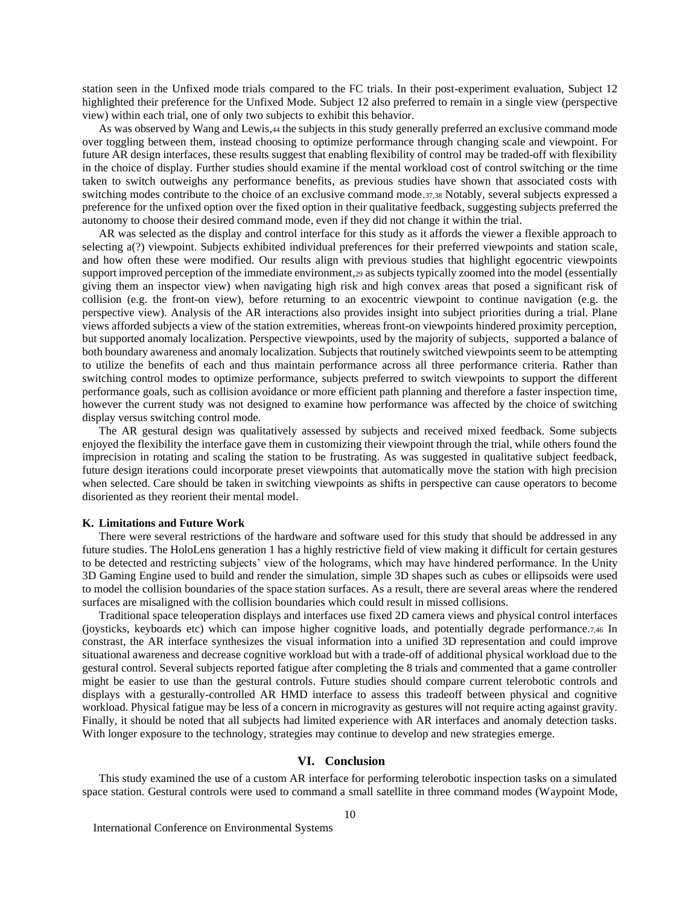station seen in the Unfixed mode trials compared to the FC trials. In their post-experiment evaluation, Subject 12 highlighted their preference for the Unfixed Mode. Subject 12 also preferred to remain in a single view (perspective view) within each trial, one of only two subjects to exhibit this behavior.

As was observed by Wang and Lewis,[44] the subjects in this study generally preferred an exclusive command mode over toggling between them, instead choosing to optimize performance through changing scale and viewpoint. For future AR design interfaces, these results suggest that enabling flexibility of control may be traded-off with flexibility in the choice of display. Further studies should examine if the mental workload cost of control switching or the time taken to switch outweighs any performance benefits, as previous studies have shown that associated costs with switching modes contribute to the choice of an exclusive command mode.[37,38] Notably, several subjects expressed a preference for the unfixed option over the fixed option in their qualitative feedback, suggesting subjects preferred the autonomy to choose their desired command mode, even if they did not change it within the trial.

AR was selected as the display and control interface for this study as it affords the viewer a flexible approach to selecting a(?) viewpoint. Subjects exhibited individual preferences for their preferred viewpoints and station scale, and how often these were modified. Our results align with previous studies that highlight egocentric viewpoints support improved perception of the immediate environment,[29] as subjects typically zoomed into the model (essentially giving them an inspector view) when navigating high risk and high convex areas that posed a significant risk of collision (e.g. the front-on view), before returning to an exocentric viewpoint to continue navigation (e.g. the perspective view). Analysis of the AR interactions also provides insight into subject priorities during a trial. Plane views afforded subjects a view of the station extremities, whereas front-on viewpoints hindered proximity perception, but supported anomaly localization. Perspective viewpoints, used by the majority of subjects, supported a balance of both boundary awareness and anomaly localization. Subjects that routinely switched viewpoints seem to be attempting to utilize the benefits of each and thus maintain performance across all three performance criteria. Rather than switching control modes to optimize performance, subjects preferred to switch viewpoints to support the different performance goals, such as collision avoidance or more efficient path planning and therefore a faster inspection time, however the current study was not designed to examine how performance was affected by the choice of switching display versus switching control mode.

The AR gestural design was qualitatively assessed by subjects and received mixed feedback. Some subjects enjoyed the flexibility the interface gave them in customizing their viewpoint through the trial, while others found the imprecision in rotating and scaling the station to be frustrating. As was suggested in qualitative subject feedback, future design iterations could incorporate preset viewpoints that automatically move the station with high precision when selected. Care should be taken in switching viewpoints as shifts in perspective can cause operators to become disoriented as they reorient their mental model.

### K. Limitations and Future Work

There were several restrictions of the hardware and software used for this study that should be addressed in any future studies. The HoloLens generation 1 has a highly restrictive field of view making it difficult for certain gestures to be detected and restricting subjects' view of the holograms, which may have hindered performance. In the Unity 3D Gaming Engine used to build and render the simulation, simple 3D shapes such as cubes or ellipsoids were used to model the collision boundaries of the space station surfaces. As a result, there are several areas where the rendered surfaces are misaligned with the collision boundaries which could result in missed collisions.

Traditional space teleoperation displays and interfaces use fixed 2D camera views and physical control interfaces (joysticks, keyboards etc) which can impose higher cognitive loads, and potentially degrade performance.[7,46] In constrast, the AR interface synthesizes the visual information into a unified 3D representation and could improve situational awareness and decrease cognitive workload but with a trade-off of additional physical workload due to the gestural control. Several subjects reported fatigue after completing the 8 trials and commented that a game controller might be easier to use than the gestural controls. Future studies should compare current telerobotic controls and displays with a gesturally-controlled AR HMD interface to assess this tradeoff between physical and cognitive workload. Physical fatigue may be less of a concern in microgravity as gestures will not require acting against gravity. Finally, it should be noted that all subjects had limited experience with AR interfaces and anomaly detection tasks. With longer exposure to the technology, strategies may continue to develop and new strategies emerge.

## VI. Conclusion

This study examined the use of a custom AR interface for performing telerobotic inspection tasks on a simulated space station. Gestural controls were used to command a small satellite in three command modes (Waypoint Mode,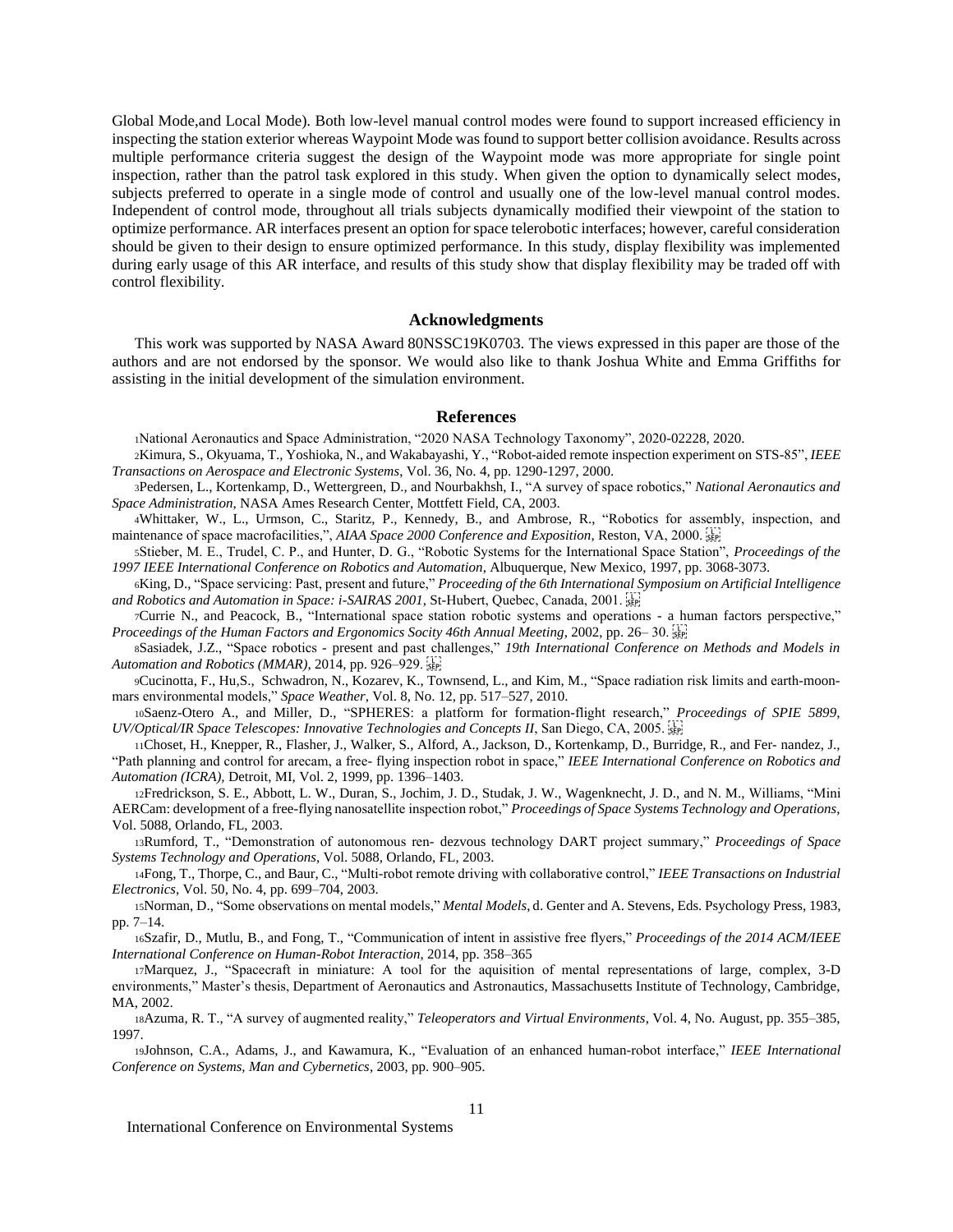Global Mode,and Local Mode). Both low-level manual control modes were found to support increased efficiency in inspecting the station exterior whereas Waypoint Mode was found to support better collision avoidance. Results across multiple performance criteria suggest the design of the Waypoint mode was more appropriate for single point inspection, rather than the patrol task explored in this study. When given the option to dynamically select modes, subjects preferred to operate in a single mode of control and usually one of the low-level manual control modes. Independent of control mode, throughout all trials subjects dynamically modified their viewpoint of the station to optimize performance. AR interfaces present an option for space telerobotic interfaces; however, careful consideration should be given to their design to ensure optimized performance. In this study, display flexibility was implemented during early usage of this AR interface, and results of this study show that display flexibility may be traded off with control flexibility.

## Acknowledgments

This work was supported by NASA Award 80NSSC19K0703. The views expressed in this paper are those of the authors and are not endorsed by the sponsor. We would also like to thank Joshua White and Emma Griffiths for assisting in the initial development of the simulation environment.

## References

[1]National Aeronautics and Space Administration, "2020 NASA Technology Taxonomy", 2020-02228, 2020.

[2]Kimura, S., Okyuama, T., Yoshioka, N., and Wakabayashi, Y., "Robot-aided remote inspection experiment on STS-85", *IEEE Transactions on Aerospace and Electronic Systems*, Vol. 36, No. 4, pp. 1290-1297, 2000.

[3]Pedersen, L., Kortenkamp, D., Wettergreen, D., and Nourbakhsh, I., "A survey of space robotics," *National Aeronautics and Space Administration*, NASA Ames Research Center, Mottfett Field, CA, 2003.

[4]Whittaker, W., L., Urmson, C., Staritz, P., Kennedy, B., and Ambrose, R., "Robotics for assembly, inspection, and maintenance of space macrofacilities,", *AIAA Space 2000 Conference and Exposition*, Reston, VA, 2000.

[5]Stieber, M. E., Trudel, C. P., and Hunter, D. G., "Robotic Systems for the International Space Station", *Proceedings of the 1997 IEEE International Conference on Robotics and Automation*, Albuquerque, New Mexico, 1997, pp. 3068-3073.

[6]King, D., "Space servicing: Past, present and future," *Proceeding of the 6th International Symposium on Artificial Intelligence and Robotics and Automation in Space: i-SAIRAS 2001*, St-Hubert, Quebec, Canada, 2001.

[7]Currie N., and Peacock, B., "International space station robotic systems and operations - a human factors perspective," *Proceedings of the Human Factors and Ergonomics Socity 46th Annual Meeting*, 2002, pp. 26– 30.

[8]Sasiadek, J.Z., "Space robotics - present and past challenges," *19th International Conference on Methods and Models in Automation and Robotics (MMAR)*, 2014, pp. 926–929.

[9]Cucinotta, F., Hu,S., Schwadron, N., Kozarev, K., Townsend, L., and Kim, M., "Space radiation risk limits and earth-moon-mars environmental models," *Space Weather*, Vol. 8, No. 12, pp. 517–527, 2010.

[10]Saenz-Otero A., and Miller, D., "SPHERES: a platform for formation-flight research," *Proceedings of SPIE 5899, UV/Optical/IR Space Telescopes: Innovative Technologies and Concepts II*, San Diego, CA, 2005.

[11]Choset, H., Knepper, R., Flasher, J., Walker, S., Alford, A., Jackson, D., Kortenkamp, D., Burridge, R., and Fer- nandez, J., "Path planning and control for arecam, a free- flying inspection robot in space," *IEEE International Conference on Robotics and Automation (ICRA)*, Detroit, MI, Vol. 2, 1999, pp. 1396–1403.

[12]Fredrickson, S. E., Abbott, L. W., Duran, S., Jochim, J. D., Studak, J. W., Wagenknecht, J. D., and N. M., Williams, "Mini AERCam: development of a free-flying nanosatellite inspection robot," *Proceedings of Space Systems Technology and Operations*, Vol. 5088, Orlando, FL, 2003.

[13]Rumford, T., "Demonstration of autonomous ren- dezvous technology DART project summary," *Proceedings of Space Systems Technology and Operations*, Vol. 5088, Orlando, FL, 2003.

[14]Fong, T., Thorpe, C., and Baur, C., "Multi-robot remote driving with collaborative control," *IEEE Transactions on Industrial Electronics*, Vol. 50, No. 4, pp. 699–704, 2003.

[15]Norman, D., "Some observations on mental models," *Mental Models*, d. Genter and A. Stevens, Eds. Psychology Press, 1983, pp. 7–14.

[16]Szafir, D., Mutlu, B., and Fong, T., "Communication of intent in assistive free flyers," *Proceedings of the 2014 ACM/IEEE International Conference on Human-Robot Interaction*, 2014, pp. 358–365

[17]Marquez, J., "Spacecraft in miniature: A tool for the aquisition of mental representations of large, complex, 3-D environments," Master's thesis, Department of Aeronautics and Astronautics, Massachusetts Institute of Technology, Cambridge, MA, 2002.

[18]Azuma, R. T., "A survey of augmented reality," *Teleoperators and Virtual Environments*, Vol. 4, No. August, pp. 355–385, 1997.

[19]Johnson, C.A., Adams, J., and Kawamura, K., "Evaluation of an enhanced human-robot interface," *IEEE International Conference on Systems, Man and Cybernetics*, 2003, pp. 900–905.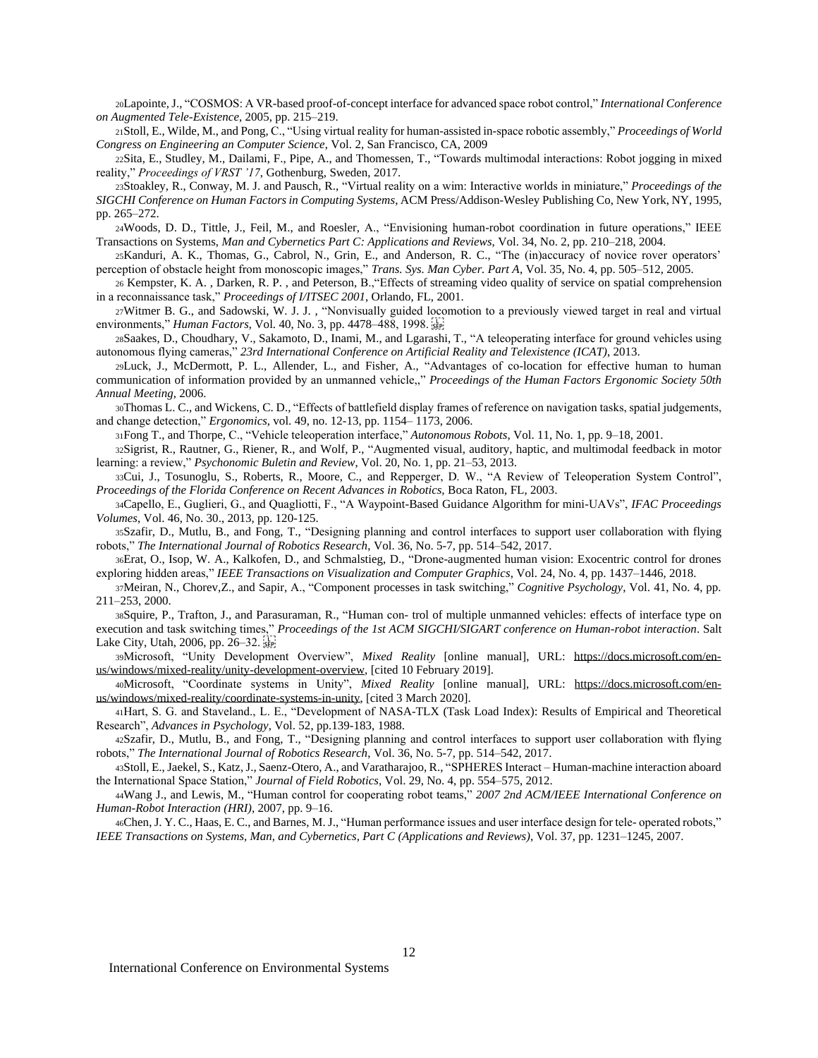20Lapointe, J., "COSMOS: A VR-based proof-of-concept interface for advanced space robot control," *International Conference on Augmented Tele-Existence*, 2005, pp. 215–219.

21Stoll, E., Wilde, M., and Pong, C., "Using virtual reality for human-assisted in-space robotic assembly," *Proceedings of World Congress on Engineering an Computer Science*, Vol. 2, San Francisco, CA, 2009

22Sita, E., Studley, M., Dailami, F., Pipe, A., and Thomessen, T., "Towards multimodal interactions: Robot jogging in mixed reality," *Proceedings of VRST '17*, Gothenburg, Sweden, 2017.

23Stoakley, R., Conway, M. J. and Pausch, R., "Virtual reality on a wim: Interactive worlds in miniature," *Proceedings of the SIGCHI Conference on Human Factors in Computing Systems*, ACM Press/Addison-Wesley Publishing Co, New York, NY, 1995, pp. 265–272.

24Woods, D. D., Tittle, J., Feil, M., and Roesler, A., "Envisioning human-robot coordination in future operations," IEEE Transactions on Systems, *Man and Cybernetics Part C: Applications and Reviews*, Vol. 34, No. 2, pp. 210–218, 2004.

25Kanduri, A. K., Thomas, G., Cabrol, N., Grin, E., and Anderson, R. C., "The (in)accuracy of novice rover operators' perception of obstacle height from monoscopic images," *Trans. Sys. Man Cyber. Part A*, Vol. 35, No. 4, pp. 505–512, 2005.

26 Kempster, K. A. , Darken, R. P. , and Peterson, B.,"Effects of streaming video quality of service on spatial comprehension in a reconnaissance task," *Proceedings of I/ITSEC 2001*, Orlando, FL, 2001.

27Witmer B. G., and Sadowski, W. J. J. , "Nonvisually guided locomotion to a previously viewed target in real and virtual environments," *Human Factors*, Vol. 40, No. 3, pp. 4478–488, 1998.

28Saakes, D., Choudhary, V., Sakamoto, D., Inami, M., and Lgarashi, T., "A teleoperating interface for ground vehicles using autonomous flying cameras," *23rd International Conference on Artificial Reality and Telexistence (ICAT)*, 2013.

29Luck, J., McDermott, P. L., Allender, L., and Fisher, A., "Advantages of co-location for effective human to human communication of information provided by an unmanned vehicle,," *Proceedings of the Human Factors Ergonomic Society 50th Annual Meeting*, 2006.

30Thomas L. C., and Wickens, C. D., "Effects of battlefield display frames of reference on navigation tasks, spatial judgements, and change detection," *Ergonomics*, vol. 49, no. 12-13, pp. 1154– 1173, 2006.

31Fong T., and Thorpe, C., "Vehicle teleoperation interface," *Autonomous Robots*, Vol. 11, No. 1, pp. 9–18, 2001.

32Sigrist, R., Rautner, G., Riener, R., and Wolf, P., "Augmented visual, auditory, haptic, and multimodal feedback in motor learning: a review," *Psychonomic Buletin and Review*, Vol. 20, No. 1, pp. 21–53, 2013.

33Cui, J., Tosunoglu, S., Roberts, R., Moore, C., and Repperger, D. W., "A Review of Teleoperation System Control", *Proceedings of the Florida Conference on Recent Advances in Robotics*, Boca Raton, FL, 2003.

34Capello, E., Guglieri, G., and Quagliotti, F., "A Waypoint-Based Guidance Algorithm for mini-UAVs", *IFAC Proceedings Volumes*, Vol. 46, No. 30., 2013, pp. 120-125.

35Szafir, D., Mutlu, B., and Fong, T., "Designing planning and control interfaces to support user collaboration with flying robots," *The International Journal of Robotics Research*, Vol. 36, No. 5-7, pp. 514–542, 2017.

36Erat, O., Isop, W. A., Kalkofen, D., and Schmalstieg, D., "Drone-augmented human vision: Exocentric control for drones exploring hidden areas," *IEEE Transactions on Visualization and Computer Graphics*, Vol. 24, No. 4, pp. 1437–1446, 2018.

37Meiran, N., Chorev,Z., and Sapir, A., "Component processes in task switching," *Cognitive Psychology*, Vol. 41, No. 4, pp. 211–253, 2000.

38Squire, P., Trafton, J., and Parasuraman, R., "Human con- trol of multiple unmanned vehicles: effects of interface type on execution and task switching times," *Proceedings of the 1st ACM SIGCHI/SIGART conference on Human-robot interaction*. Salt Lake City, Utah, 2006, pp. 26–32.

39Microsoft, "Unity Development Overview", *Mixed Reality* [online manual], URL: https://docs.microsoft.com/en-us/windows/mixed-reality/unity-development-overview, [cited 10 February 2019].

40Microsoft, "Coordinate systems in Unity", *Mixed Reality* [online manual], URL: https://docs.microsoft.com/en-us/windows/mixed-reality/coordinate-systems-in-unity, [cited 3 March 2020].

41Hart, S. G. and Staveland., L. E., "Development of NASA-TLX (Task Load Index): Results of Empirical and Theoretical Research", *Advances in Psychology*, Vol. 52, pp.139-183, 1988.

42Szafir, D., Mutlu, B., and Fong, T., "Designing planning and control interfaces to support user collaboration with flying robots," *The International Journal of Robotics Research*, Vol. 36, No. 5-7, pp. 514–542, 2017.

43Stoll, E., Jaekel, S., Katz, J., Saenz-Otero, A., and Varatharajoo, R., "SPHERES Interact – Human-machine interaction aboard the International Space Station," *Journal of Field Robotics*, Vol. 29, No. 4, pp. 554–575, 2012.

44Wang J., and Lewis, M., "Human control for cooperating robot teams," *2007 2nd ACM/IEEE International Conference on Human-Robot Interaction (HRI)*, 2007, pp. 9–16.

46Chen, J. Y. C., Haas, E. C., and Barnes, M. J., "Human performance issues and user interface design for tele- operated robots," *IEEE Transactions on Systems, Man, and Cybernetics, Part C (Applications and Reviews)*, Vol. 37, pp. 1231–1245, 2007.